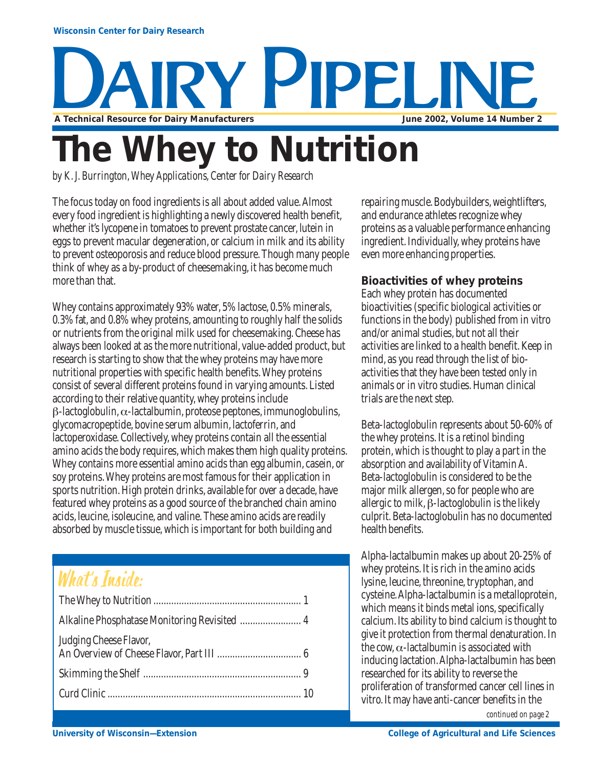# The Whey to Nutrition

*by K. J. Burrington, Whey Applications, Center for Dairy Research*

The focus today on food ingredients is all about added value. Almost every food ingredient is highlighting a newly discovered health benefit, whether it's lycopene in tomatoes to prevent prostate cancer, lutein in eggs to prevent macular degeneration, or calcium in milk and its ability to prevent osteoporosis and reduce blood pressure. Though many people think of whey as a by-product of cheesemaking, it has become much more than that.

Whey contains approximately 93% water, 5% lactose, 0.5% minerals, 0.3% fat, and 0.8% whey proteins, amounting to roughly half the solids or nutrients from the original milk used for cheesemaking. Cheese has always been looked at as the more nutritional, value-added product, but research is starting to show that the whey proteins may have more nutritional properties with specific health benefits. Whey proteins consist of several different proteins found in varying amounts. Listed according to their relative quantity, whey proteins include $\beta$-lactoglobulin, $\alpha$-lactalbumin, proteose peptones, immunoglobulins, glycomacropeptide, bovine serum albumin, lactoferrin, and lactoperoxidase. Collectively, whey proteins contain all the essential amino acids the body requires, which makes them high quality proteins. Whey contains more essential amino acids than egg albumin, casein, or soy proteins. Whey proteins are most famous for their application in sports nutrition. High protein drinks, available for over a decade, have featured whey proteins as a good source of the branched chain amino acids, leucine, isoleucine, and valine. These amino acids are readily absorbed by muscle tissue, which is important for both building and repairing muscle. Bodybuilders, weightlifters, and endurance athletes recognize whey proteins as a valuable performance enhancing ingredient. Individually, whey proteins have even more enhancing properties.

## What's Inside:

- The Whey to Nutrition .......... 1
- Alkaline Phosphatase Monitoring Revisited .......... 4
- Judging Cheese Flavor, An Overview of Cheese Flavor, Part III .......... 6
- Skimming the Shelf .......... 9
- Curd Clinic .......... 10

### Bioactivities of whey proteins

Each whey protein has documented bioactivities (specific biological activities or functions in the body) published from in vitro and/or animal studies, but not all their activities are linked to a health benefit. Keep in mind, as you read through the list of bioactivities that they have been tested only in animals or in vitro studies. Human clinical trials are the next step.

Beta-lactoglobulin represents about 50-60% of the whey proteins. It is a retinol binding protein, which is thought to play a part in the absorption and availability of Vitamin A. Beta-lactoglobulin is considered to be the major milk allergen, so for people who are allergic to milk, $\beta$-lactoglobulin is the likely culprit. Beta-lactoglobulin has no documented health benefits.

Alpha-lactalbumin makes up about 20-25% of whey proteins. It is rich in the amino acids lysine, leucine, threonine, tryptophan, and cysteine. Alpha-lactalbumin is a metalloprotein, which means it binds metal ions, specifically calcium. Its ability to bind calcium is thought to give it protection from thermal denaturation. In the cow, $\alpha$-lactalbumin is associated with inducing lactation. Alpha-lactalbumin has been researched for its ability to reverse the proliferation of transformed cancer cell lines in vitro. It may have anti-cancer benefits in the

*continued on page 2*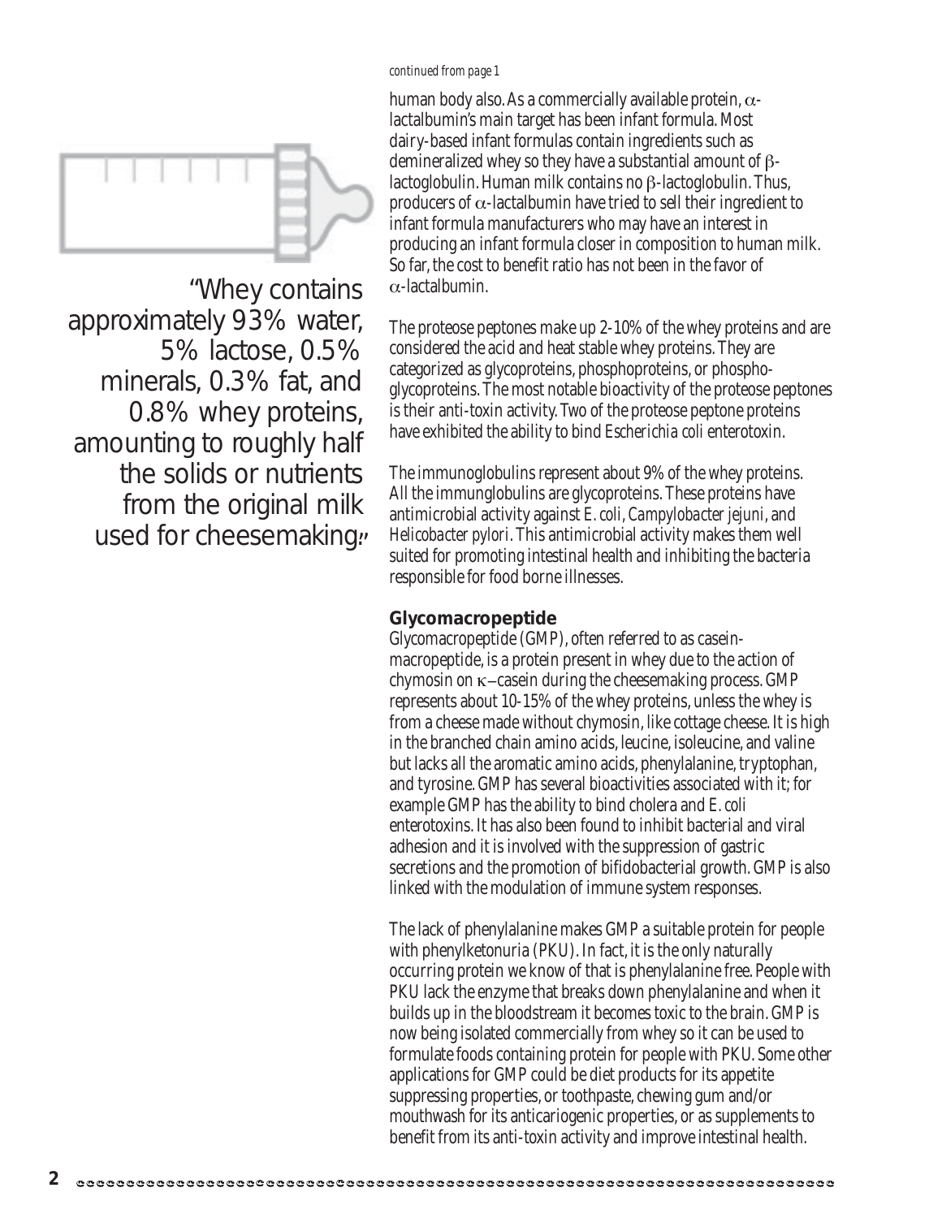*continued from page 1*

human body also. As a commercially available protein, α-lactalbumin's main target has been infant formula. Most dairy-based infant formulas contain ingredients such as demineralized whey so they have a substantial amount of β-lactoglobulin. Human milk contains no β-lactoglobulin. Thus, producers of α-lactalbumin have tried to sell their ingredient to infant formula manufacturers who may have an interest in producing an infant formula closer in composition to human milk. So far, the cost to benefit ratio has not been in the favor of α-lactalbumin.

"Whey contains approximately 93% water, 5% lactose, 0.5% minerals, 0.3% fat, and 0.8% whey proteins, amounting to roughly half the solids or nutrients from the original milk used for cheesemaking."

The proteose peptones make up 2-10% of the whey proteins and are considered the acid and heat stable whey proteins. They are categorized as glycoproteins, phosphoproteins, or phospho-glycoproteins. The most notable bioactivity of the proteose peptones is their anti-toxin activity. Two of the proteose peptone proteins have exhibited the ability to bind *Escherichia coli* enterotoxin.

The immunoglobulins represent about 9% of the whey proteins. All the immunglobulins are glycoproteins. These proteins have antimicrobial activity against *E. coli*, *Campylobacter jejuni*, and *Helicobacter pylori*. This antimicrobial activity makes them well suited for promoting intestinal health and inhibiting the bacteria responsible for food borne illnesses.

### Glycomacropeptide

Glycomacropeptide (GMP), often referred to as casein-macropeptide, is a protein present in whey due to the action of chymosin on κ–casein during the cheesemaking process. GMP represents about 10-15% of the whey proteins, unless the whey is from a cheese made without chymosin, like cottage cheese. It is high in the branched chain amino acids, leucine, isoleucine, and valine but lacks all the aromatic amino acids, phenylalanine, tryptophan, and tyrosine. GMP has several bioactivities associated with it; for example GMP has the ability to bind cholera and *E. coli* enterotoxins. It has also been found to inhibit bacterial and viral adhesion and it is involved with the suppression of gastric secretions and the promotion of bifidobacterial growth. GMP is also linked with the modulation of immune system responses.

The lack of phenylalanine makes GMP a suitable protein for people with phenylketonuria (PKU). In fact, it is the only naturally occurring protein we know of that is phenylalanine free. People with PKU lack the enzyme that breaks down phenylalanine and when it builds up in the bloodstream it becomes toxic to the brain. GMP is now being isolated commercially from whey so it can be used to formulate foods containing protein for people with PKU. Some other applications for GMP could be diet products for its appetite suppressing properties, or toothpaste, chewing gum and/or mouthwash for its anticariogenic properties, or as supplements to benefit from its anti-toxin activity and improve intestinal health.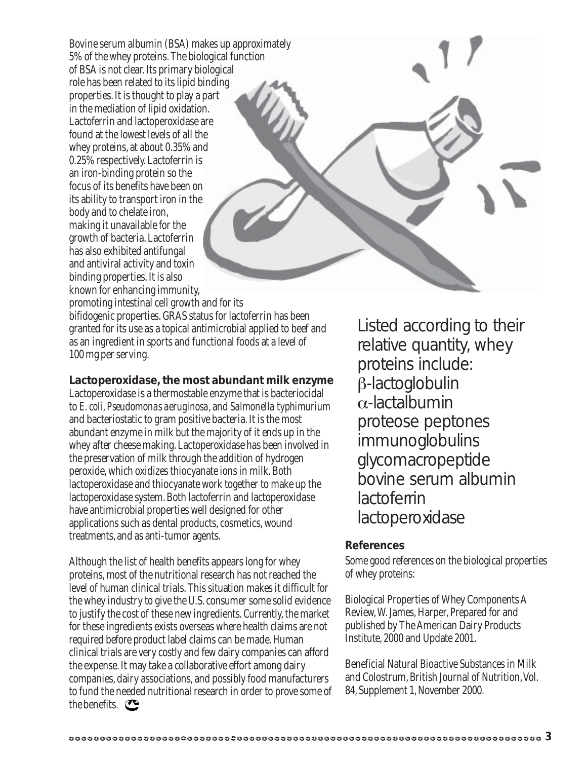Bovine serum albumin (BSA) makes up approximately 5% of the whey proteins. The biological function of BSA is not clear. Its primary biological role has been related to its lipid binding properties. It is thought to play a part in the mediation of lipid oxidation. Lactoferrin and lactoperoxidase are found at the lowest levels of all the whey proteins, at about 0.35% and 0.25% respectively. Lactoferrin is an iron-binding protein so the focus of its benefits have been on its ability to transport iron in the body and to chelate iron, making it unavailable for the growth of bacteria. Lactoferrin has also exhibited antifungal and antiviral activity and toxin binding properties. It is also known for enhancing immunity, promoting intestinal cell growth and for its bifidogenic properties. GRAS status for lactoferrin has been granted for its use as a topical antimicrobial applied to beef and as an ingredient in sports and functional foods at a level of 100 mg per serving.

### Lactoperoxidase, the most abundant milk enzyme

Lactoperoxidase is a thermostable enzyme that is bacteriocidal to *E. coli*, *Pseudomonas aeruginosa*, and *Salmonella typhimurium* and bacteriostatic to gram positive bacteria. It is the most abundant enzyme in milk but the majority of it ends up in the whey after cheese making. Lactoperoxidase has been involved in the preservation of milk through the addition of hydrogen peroxide, which oxidizes thiocyanate ions in milk. Both lactoperoxidase and thiocyanate work together to make up the lactoperoxidase system. Both lactoferrin and lactoperoxidase have antimicrobial properties well designed for other applications such as dental products, cosmetics, wound treatments, and as anti-tumor agents.

Although the list of health benefits appears long for whey proteins, most of the nutritional research has not reached the level of human clinical trials. This situation makes it difficult for the whey industry to give the U.S. consumer some solid evidence to justify the cost of these new ingredients. Currently, the market for these ingredients exists overseas where health claims are not required before product label claims can be made. Human clinical trials are very costly and few dairy companies can afford the expense. It may take a collaborative effort among dairy companies, dairy associations, and possibly food manufacturers to fund the needed nutritional research in order to prove some of the benefits.

Listed according to their relative quantity, whey proteins include:
$\beta$-lactoglobulin
$\alpha$-lactalbumin
proteose peptones
immunoglobulins
glycomacropeptide
bovine serum albumin
lactoferrin
lactoperoxidase

### References

Some good references on the biological properties of whey proteins:

Biological Properties of Whey Components A Review, W. James, Harper, Prepared for and published by The American Dairy Products Institute, 2000 and Update 2001.

Beneficial Natural Bioactive Substances in Milk and Colostrum, British Journal of Nutrition, Vol. 84, Supplement 1, November 2000.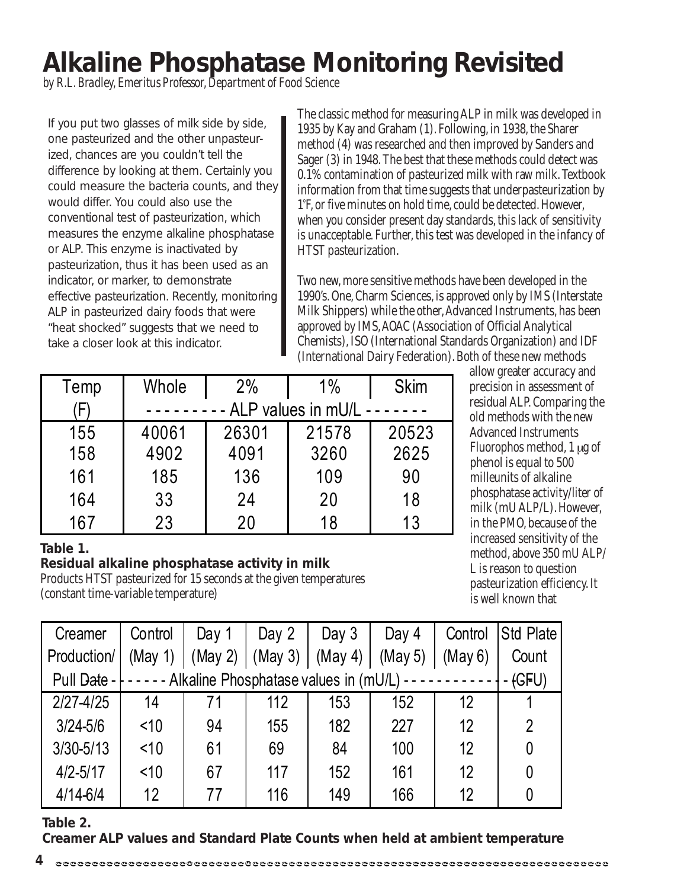# Alkaline Phosphatase Monitoring Revisited

*by R.L. Bradley, Emeritus Professor, Department of Food Science*

If you put two glasses of milk side by side, one pasteurized and the other unpasteurized, chances are you couldn't tell the difference by looking at them. Certainly you could measure the bacteria counts, and they would differ. You could also use the conventional test of pasteurization, which measures the enzyme alkaline phosphatase or ALP. This enzyme is inactivated by pasteurization, thus it has been used as an indicator, or marker, to demonstrate effective pasteurization. Recently, monitoring ALP in pasteurized dairy foods that were "heat shocked" suggests that we need to take a closer look at this indicator.

The classic method for measuring ALP in milk was developed in 1935 by Kay and Graham (1). Following, in 1938, the Sharer method (4) was researched and then improved by Sanders and Sager (3) in 1948. The best that these methods could detect was 0.1% contamination of pasteurized milk with raw milk. Textbook information from that time suggests that underpasteurization by 1°F, or five minutes on hold time, could be detected. However, when you consider present day standards, this lack of sensitivity is unacceptable. Further, this test was developed in the infancy of HTST pasteurization.

Two new, more sensitive methods have been developed in the 1990's. One, Charm Sciences, is approved only by IMS (Interstate Milk Shippers) while the other, Advanced Instruments, has been approved by IMS, AOAC (Association of Official Analytical Chemists), ISO (International Standards Organization) and IDF (International Dairy Federation). Both of these new methods allow greater accuracy and precision in assessment of residual ALP. Comparing the old methods with the new Advanced Instruments Fluorophos method, 1 μg of phenol is equal to 500 milleunits of alkaline phosphatase activity/liter of milk (mU ALP/L). However, in the PMO, because of the increased sensitivity of the method, above 350 mU ALP/L is reason to question pasteurization efficiency. It is well known that

| Temp (F) | Whole | 2% | 1% | Skim |
|---|---|---|---|---|
| | ALP values in mU/L | | | |
| 155 | 40061 | 26301 | 21578 | 20523 |
| 158 | 4902 | 4091 | 3260 | 2625 |
| 161 | 185 | 136 | 109 | 90 |
| 164 | 33 | 24 | 20 | 18 |
| 167 | 23 | 20 | 18 | 13 |

**Table 1.**
**Residual alkaline phosphatase activity in milk**
Products HTST pasteurized for 15 seconds at the given temperatures (constant time-variable temperature)

| Creamer Production/ Pull Date | Control (May 1) | Day 1 (May 2) | Day 2 (May 3) | Day 3 (May 4) | Day 4 (May 5) | Control (May 6) | Std Plate Count (CFU) |
|---|---|---|---|---|---|---|---|
| | Alkaline Phosphatase values in (mU/L) | | | | | | |
| 2/27-4/25 | 14 | 71 | 112 | 153 | 152 | 12 | 1 |
| 3/24-5/6 | <10 | 94 | 155 | 182 | 227 | 12 | 2 |
| 3/30-5/13 | <10 | 61 | 69 | 84 | 100 | 12 | 0 |
| 4/2-5/17 | <10 | 67 | 117 | 152 | 161 | 12 | 0 |
| 4/14-6/4 | 12 | 77 | 116 | 149 | 166 | 12 | 0 |

**Table 2.**
**Creamer ALP values and Standard Plate Counts when held at ambient temperature**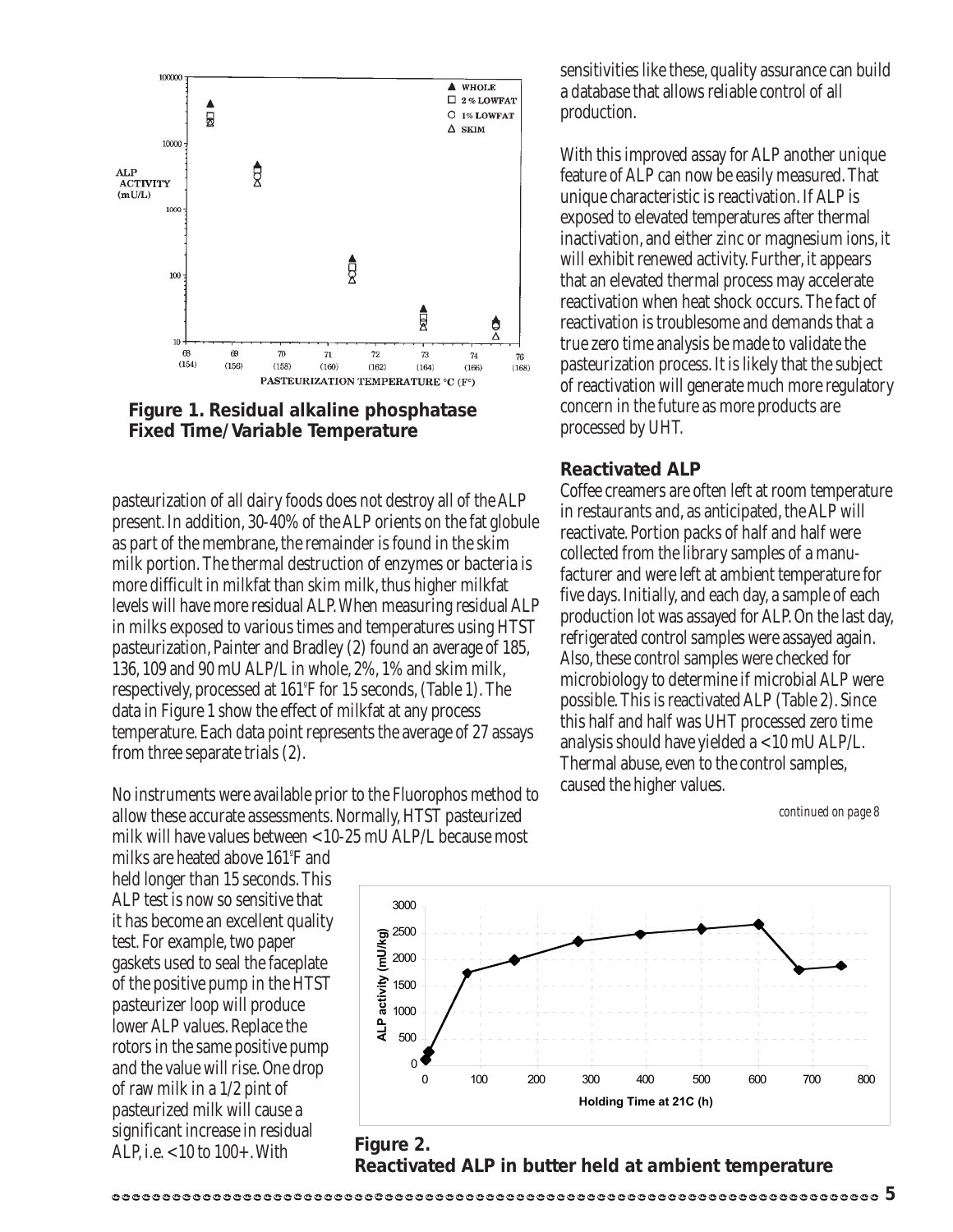**Figure 1. Residual alkaline phosphatase Fixed Time/Variable Temperature**

pasteurization of all dairy foods does not destroy all of the ALP present. In addition, 30-40% of the ALP orients on the fat globule as part of the membrane, the remainder is found in the skim milk portion. The thermal destruction of enzymes or bacteria is more difficult in milkfat than skim milk, thus higher milkfat levels will have more residual ALP. When measuring residual ALP in milks exposed to various times and temperatures using HTST pasteurization, Painter and Bradley (2) found an average of 185, 136, 109 and 90 mU ALP/L in whole, 2%, 1% and skim milk, respectively, processed at 161°F for 15 seconds, (Table 1). The data in Figure 1 show the effect of milkfat at any process temperature. Each data point represents the average of 27 assays from three separate trials (2).

No instruments were available prior to the Fluorophos method to allow these accurate assessments. Normally, HTST pasteurized milk will have values between <10-25 mU ALP/L because most milks are heated above 161°F and held longer than 15 seconds. This ALP test is now so sensitive that it has become an excellent quality test. For example, two paper gaskets used to seal the faceplate of the positive pump in the HTST pasteurizer loop will produce lower ALP values. Replace the rotors in the same positive pump and the value will rise. One drop of raw milk in a 1/2 pint of pasteurized milk will cause a significant increase in residual ALP, i.e. <10 to 100+. With sensitivities like these, quality assurance can build a database that allows reliable control of all production.

With this improved assay for ALP another unique feature of ALP can now be easily measured. That unique characteristic is reactivation. If ALP is exposed to elevated temperatures after thermal inactivation, and either zinc or magnesium ions, it will exhibit renewed activity. Further, it appears that an elevated thermal process may accelerate reactivation when heat shock occurs. The fact of reactivation is troublesome and demands that a true zero time analysis be made to validate the pasteurization process. It is likely that the subject of reactivation will generate much more regulatory concern in the future as more products are processed by UHT.

### Reactivated ALP

Coffee creamers are often left at room temperature in restaurants and, as anticipated, the ALP will reactivate. Portion packs of half and half were collected from the library samples of a manufacturer and were left at ambient temperature for five days. Initially, and each day, a sample of each production lot was assayed for ALP. On the last day, refrigerated control samples were assayed again. Also, these control samples were checked for microbiology to determine if microbial ALP were possible. This is reactivated ALP (Table 2). Since this half and half was UHT processed zero time analysis should have yielded a <10 mU ALP/L. Thermal abuse, even to the control samples, caused the higher values.

*continued on page 8*

**Figure 2. Reactivated ALP in butter held at ambient temperature**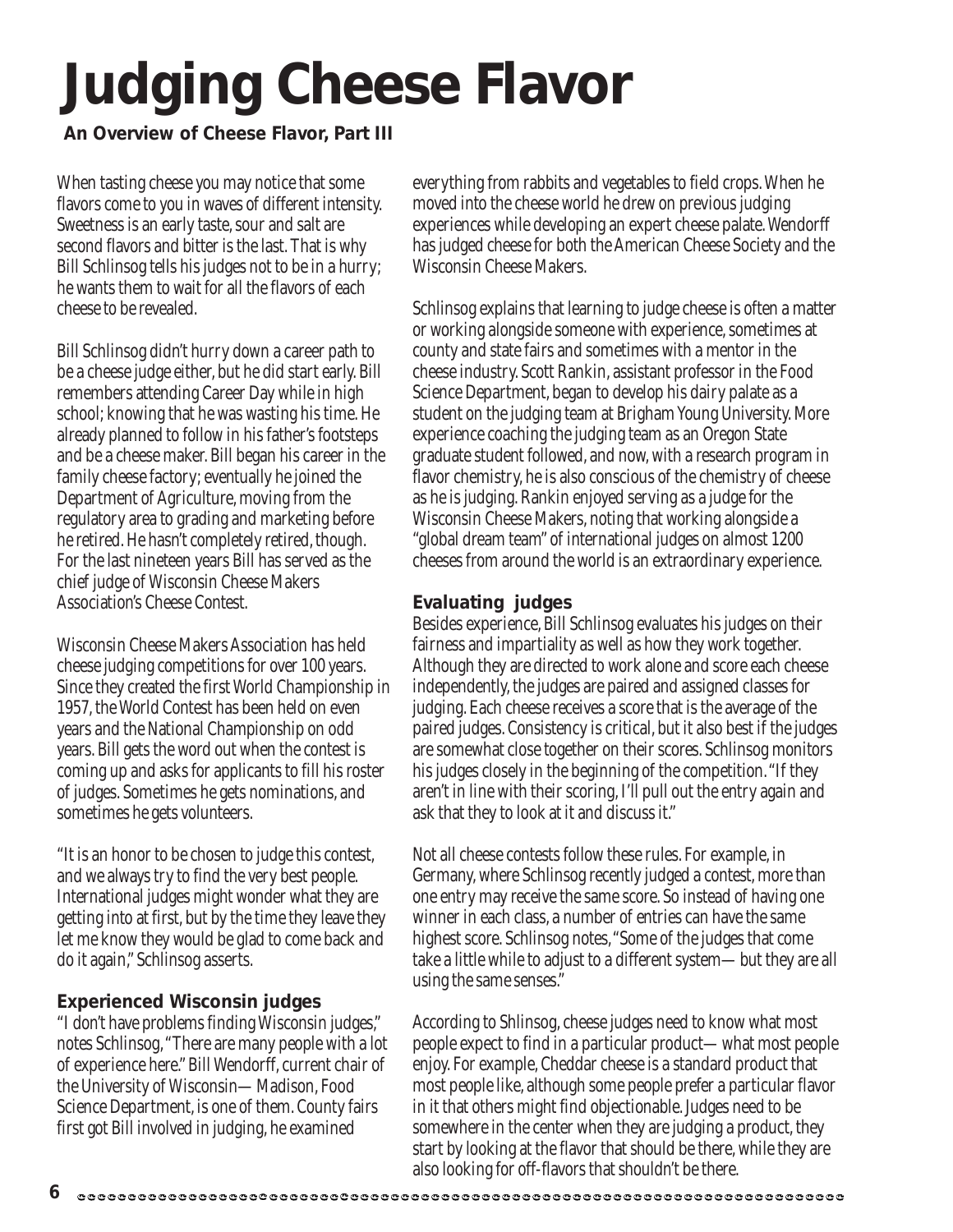# Judging Cheese Flavor

**An Overview of Cheese Flavor, Part III**

When tasting cheese you may notice that some flavors come to you in waves of different intensity. Sweetness is an early taste, sour and salt are second flavors and bitter is the last. That is why Bill Schlinsog tells his judges not to be in a hurry; he wants them to wait for all the flavors of each cheese to be revealed.

Bill Schlinsog didn't hurry down a career path to be a cheese judge either, but he did start early. Bill remembers attending Career Day while in high school; knowing that he was wasting his time. He already planned to follow in his father's footsteps and be a cheese maker. Bill began his career in the family cheese factory; eventually he joined the Department of Agriculture, moving from the regulatory area to grading and marketing before he retired. He hasn't completely retired, though. For the last nineteen years Bill has served as the chief judge of Wisconsin Cheese Makers Association's Cheese Contest.

Wisconsin Cheese Makers Association has held cheese judging competitions for over 100 years. Since they created the first World Championship in 1957, the World Contest has been held on even years and the National Championship on odd years. Bill gets the word out when the contest is coming up and asks for applicants to fill his roster of judges. Sometimes he gets nominations, and sometimes he gets volunteers.

"It is an honor to be chosen to judge this contest, and we always try to find the very best people. International judges might wonder what they are getting into at first, but by the time they leave they let me know they would be glad to come back and do it again," Schlinsog asserts.

### Experienced Wisconsin judges

"I don't have problems finding Wisconsin judges," notes Schlinsog, "There are many people with a lot of experience here." Bill Wendorff, current chair of the University of Wisconsin—Madison, Food Science Department, is one of them. County fairs first got Bill involved in judging, he examined everything from rabbits and vegetables to field crops. When he moved into the cheese world he drew on previous judging experiences while developing an expert cheese palate. Wendorff has judged cheese for both the American Cheese Society and the Wisconsin Cheese Makers.

Schlinsog explains that learning to judge cheese is often a matter or working alongside someone with experience, sometimes at county and state fairs and sometimes with a mentor in the cheese industry. Scott Rankin, assistant professor in the Food Science Department, began to develop his dairy palate as a student on the judging team at Brigham Young University. More experience coaching the judging team as an Oregon State graduate student followed, and now, with a research program in flavor chemistry, he is also conscious of the chemistry of cheese as he is judging. Rankin enjoyed serving as a judge for the Wisconsin Cheese Makers, noting that working alongside a "global dream team" of international judges on almost 1200 cheeses from around the world is an extraordinary experience.

### Evaluating judges

Besides experience, Bill Schlinsog evaluates his judges on their fairness and impartiality as well as how they work together. Although they are directed to work alone and score each cheese independently, the judges are paired and assigned classes for judging. Each cheese receives a score that is the average of the paired judges. Consistency is critical, but it also best if the judges are somewhat close together on their scores. Schlinsog monitors his judges closely in the beginning of the competition. "If they aren't in line with their scoring, I'll pull out the entry again and ask that they to look at it and discuss it."

Not all cheese contests follow these rules. For example, in Germany, where Schlinsog recently judged a contest, more than one entry may receive the same score. So instead of having one winner in each class, a number of entries can have the same highest score. Schlinsog notes, "Some of the judges that come take a little while to adjust to a different system—but they are all using the same senses."

According to Shlinsog, cheese judges need to know what most people expect to find in a particular product—what most people enjoy. For example, Cheddar cheese is a standard product that most people like, although some people prefer a particular flavor in it that others might find objectionable. Judges need to be somewhere in the center when they are judging a product, they start by looking at the flavor that should be there, while they are also looking for off-flavors that shouldn't be there.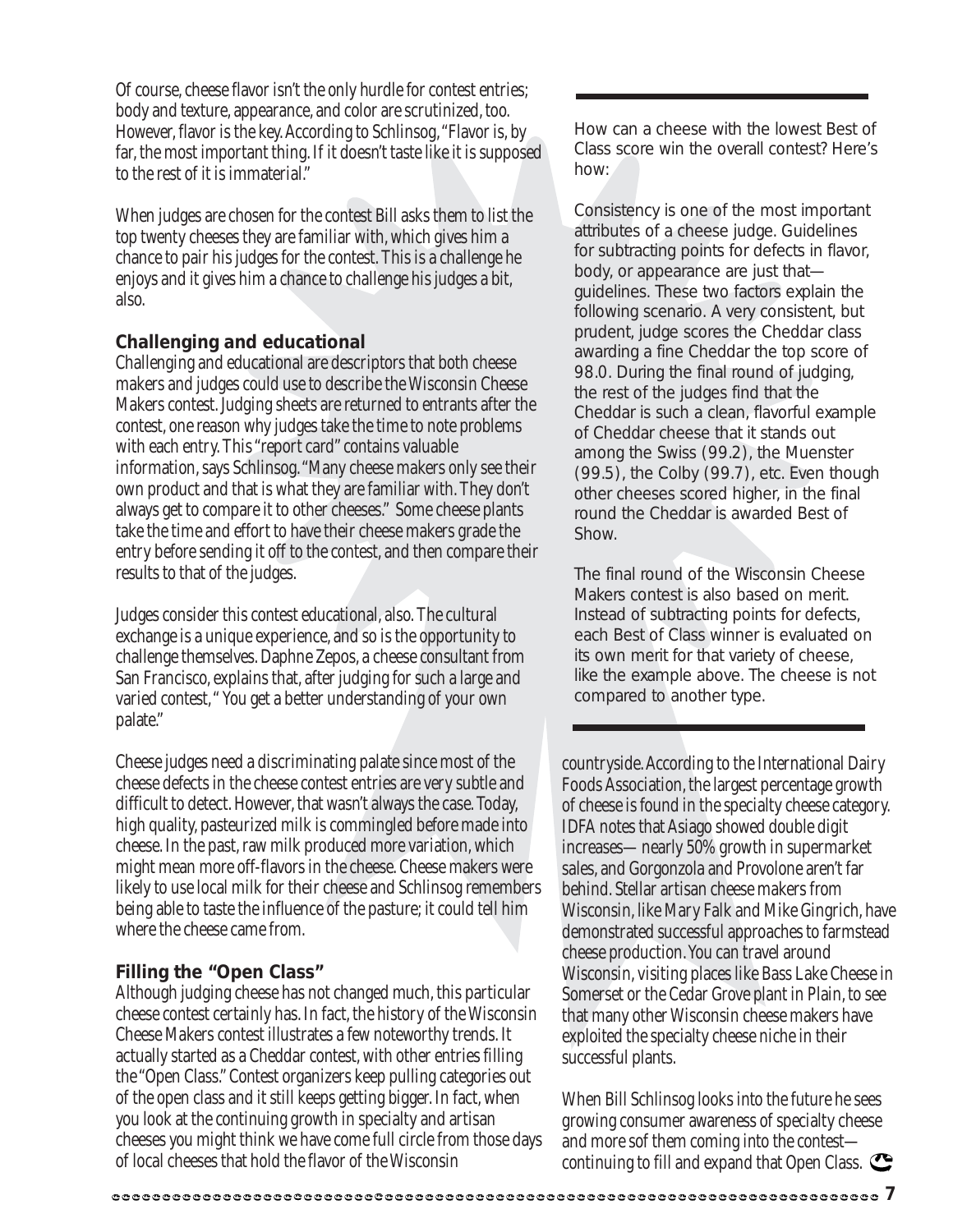Of course, cheese flavor isn't the only hurdle for contest entries; body and texture, appearance, and color are scrutinized, too. However, flavor is the key. According to Schlinsog, "Flavor is, by far, the most important thing. If it doesn't taste like it is supposed to the rest of it is immaterial."

When judges are chosen for the contest Bill asks them to list the top twenty cheeses they are familiar with, which gives him a chance to pair his judges for the contest. This is a challenge he enjoys and it gives him a chance to challenge his judges a bit, also.

### Challenging and educational

Challenging and educational are descriptors that both cheese makers and judges could use to describe the Wisconsin Cheese Makers contest. Judging sheets are returned to entrants after the contest, one reason why judges take the time to note problems with each entry. This "report card" contains valuable information, says Schlinsog. "Many cheese makers only see their own product and that is what they are familiar with. They don't always get to compare it to other cheeses." Some cheese plants take the time and effort to have their cheese makers grade the entry before sending it off to the contest, and then compare their results to that of the judges.

Judges consider this contest educational, also. The cultural exchange is a unique experience, and so is the opportunity to challenge themselves. Daphne Zepos, a cheese consultant from San Francisco, explains that, after judging for such a large and varied contest, " You get a better understanding of your own palate."

Cheese judges need a discriminating palate since most of the cheese defects in the cheese contest entries are very subtle and difficult to detect. However, that wasn't always the case. Today, high quality, pasteurized milk is commingled before made into cheese. In the past, raw milk produced more variation, which might mean more off-flavors in the cheese. Cheese makers were likely to use local milk for their cheese and Schlinsog remembers being able to taste the influence of the pasture; it could tell him where the cheese came from.

### Filling the "Open Class"

Although judging cheese has not changed much, this particular cheese contest certainly has. In fact, the history of the Wisconsin Cheese Makers contest illustrates a few noteworthy trends. It actually started as a Cheddar contest, with other entries filling the "Open Class." Contest organizers keep pulling categories out of the open class and it still keeps getting bigger. In fact, when you look at the continuing growth in specialty and artisan cheeses you might think we have come full circle from those days of local cheeses that hold the flavor of the Wisconsin countryside. According to the International Dairy Foods Association, the largest percentage growth of cheese is found in the specialty cheese category. IDFA notes that Asiago showed double digit increases— nearly 50% growth in supermarket sales, and Gorgonzola and Provolone aren't far behind. Stellar artisan cheese makers from Wisconsin, like Mary Falk and Mike Gingrich, have demonstrated successful approaches to farmstead cheese production. You can travel around Wisconsin, visiting places like Bass Lake Cheese in Somerset or the Cedar Grove plant in Plain, to see that many other Wisconsin cheese makers have exploited the specialty cheese niche in their successful plants.

When Bill Schlinsog looks into the future he sees growing consumer awareness of specialty cheese and more sof them coming into the contest—continuing to fill and expand that Open Class.

---

How can a cheese with the lowest Best of Class score win the overall contest? Here's how:

Consistency is one of the most important attributes of a cheese judge. Guidelines for subtracting points for defects in flavor, body, or appearance are just that—guidelines. These two factors explain the following scenario. A very consistent, but prudent, judge scores the Cheddar class awarding a fine Cheddar the top score of 98.0. During the final round of judging, the rest of the judges find that the Cheddar is such a clean, flavorful example of Cheddar cheese that it stands out among the Swiss (99.2), the Muenster (99.5), the Colby (99.7), etc. Even though other cheeses scored higher, in the final round the Cheddar is awarded Best of Show.

The final round of the Wisconsin Cheese Makers contest is also based on merit. Instead of subtracting points for defects, each Best of Class winner is evaluated on its own merit for that variety of cheese, like the example above. The cheese is not compared to another type.

---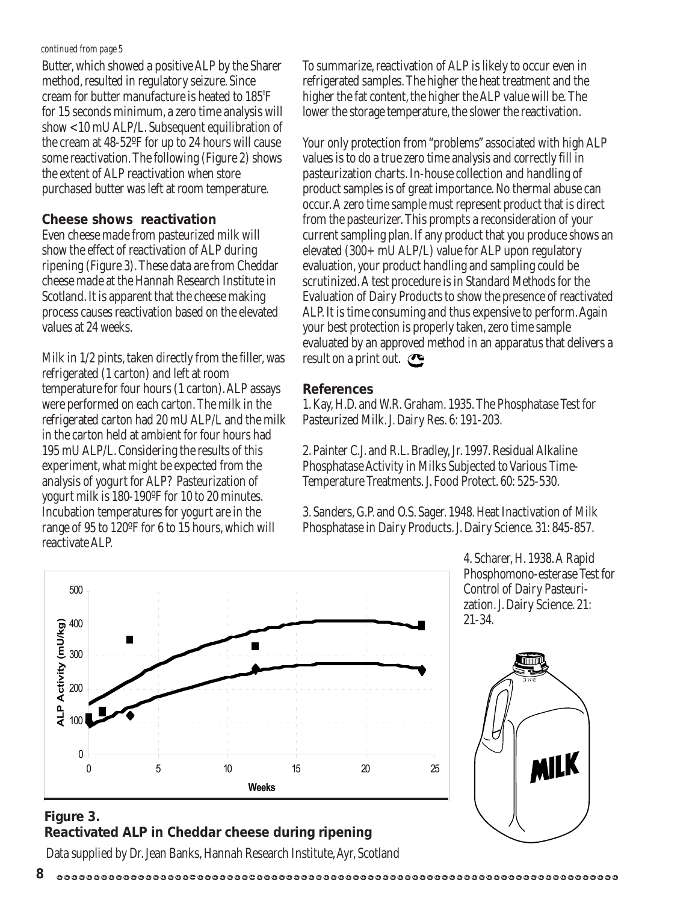*continued from page 5*

Butter, which showed a positive ALP by the Sharer method, resulted in regulatory seizure. Since cream for butter manufacture is heated to 185ºF for 15 seconds minimum, a zero time analysis will show <10 mU ALP/L. Subsequent equilibration of the cream at 48-52ºF for up to 24 hours will cause some reactivation. The following (Figure 2) shows the extent of ALP reactivation when store purchased butter was left at room temperature.

## Cheese shows reactivation

Even cheese made from pasteurized milk will show the effect of reactivation of ALP during ripening (Figure 3). These data are from Cheddar cheese made at the Hannah Research Institute in Scotland. It is apparent that the cheese making process causes reactivation based on the elevated values at 24 weeks.

Milk in 1/2 pints, taken directly from the filler, was refrigerated (1 carton) and left at room temperature for four hours (1 carton). ALP assays were performed on each carton. The milk in the refrigerated carton had 20 mU ALP/L and the milk in the carton held at ambient for four hours had 195 mU ALP/L. Considering the results of this experiment, what might be expected from the analysis of yogurt for ALP? Pasteurization of yogurt milk is 180-190ºF for 10 to 20 minutes. Incubation temperatures for yogurt are in the range of 95 to 120ºF for 6 to 15 hours, which will reactivate ALP.

To summarize, reactivation of ALP is likely to occur even in refrigerated samples. The higher the heat treatment and the higher the fat content, the higher the ALP value will be. The lower the storage temperature, the slower the reactivation.

Your only protection from "problems" associated with high ALP values is to do a true zero time analysis and correctly fill in pasteurization charts. In-house collection and handling of product samples is of great importance. No thermal abuse can occur. A zero time sample must represent product that is direct from the pasteurizer. This prompts a reconsideration of your current sampling plan. If any product that you produce shows an elevated (300+ mU ALP/L) value for ALP upon regulatory evaluation, your product handling and sampling could be scrutinized. A test procedure is in Standard Methods for the Evaluation of Dairy Products to show the presence of reactivated ALP. It is time consuming and thus expensive to perform. Again your best protection is properly taken, zero time sample evaluated by an approved method in an apparatus that delivers a result on a print out.

## References

1. Kay, H.D. and W.R. Graham. 1935. The Phosphatase Test for Pasteurized Milk. J. Dairy Res. 6: 191-203.

2. Painter C.J. and R.L. Bradley, Jr. 1997. Residual Alkaline Phosphatase Activity in Milks Subjected to Various Time-Temperature Treatments. J. Food Protect. 60: 525-530.

3. Sanders, G.P. and O.S. Sager. 1948. Heat Inactivation of Milk Phosphatase in Dairy Products. J. Dairy Science. 31: 845-857.

4. Scharer, H. 1938. A Rapid Phosphomono-esterase Test for Control of Dairy Pasteurization. J. Dairy Science. 21: 21-34.

**Figure 3.**
**Reactivated ALP in Cheddar cheese during ripening**

Data supplied by Dr. Jean Banks, Hannah Research Institute, Ayr, Scotland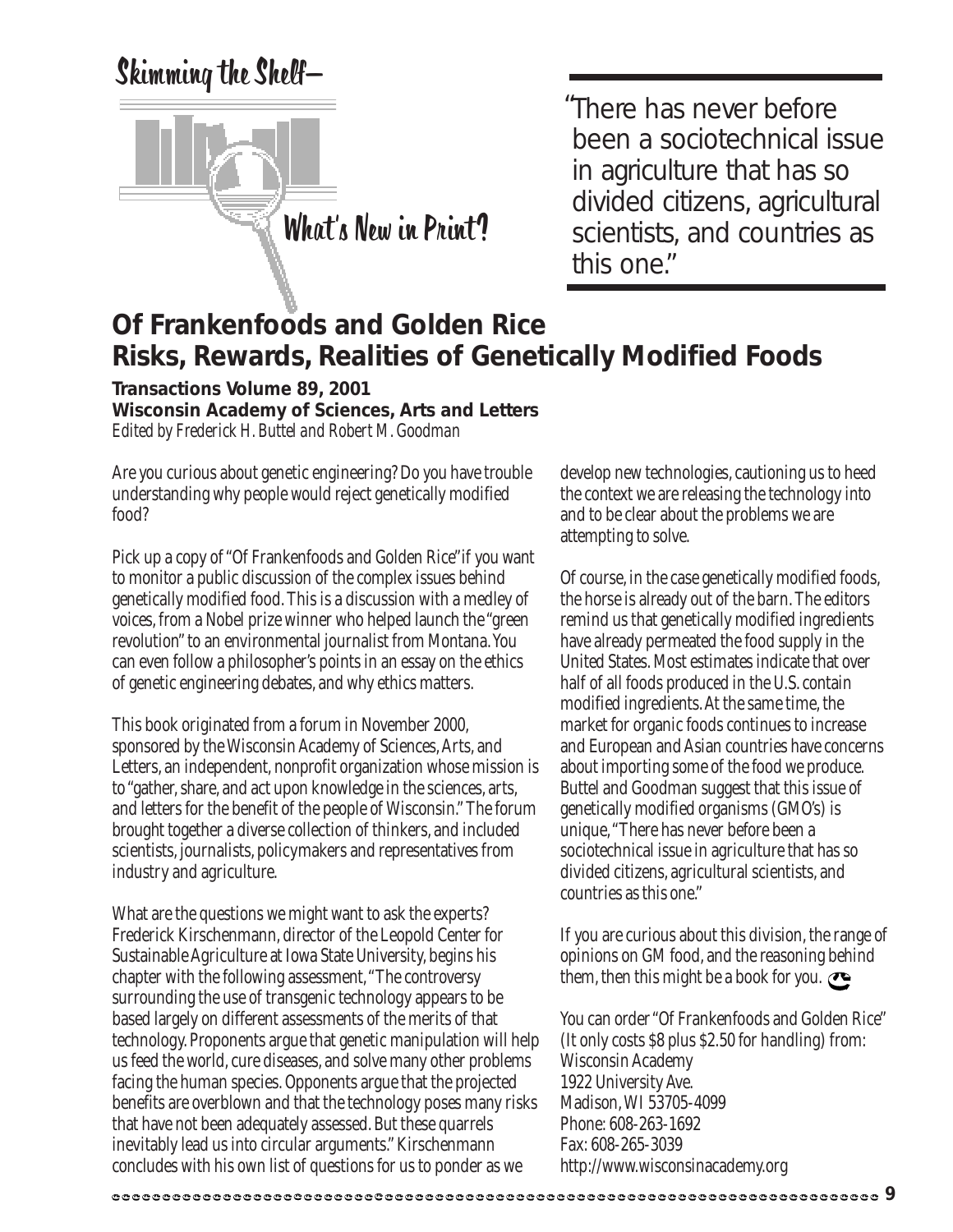# Skimming the Shelf—

## What's New in Print?

> "There has never before been a sociotechnical issue in agriculture that has so divided citizens, agricultural scientists, and countries as this one."

## Of Frankenfoods and Golden Rice
## Risks, Rewards, Realities of Genetically Modified Foods

**Transactions Volume 89, 2001**
**Wisconsin Academy of Sciences, Arts and Letters**
*Edited by Frederick H. Buttel and Robert M. Goodman*

Are you curious about genetic engineering? Do you have trouble understanding why people would reject genetically modified food?

Pick up a copy of "Of Frankenfoods and Golden Rice" if you want to monitor a public discussion of the complex issues behind genetically modified food. This is a discussion with a medley of voices, from a Nobel prize winner who helped launch the "green revolution" to an environmental journalist from Montana. You can even follow a philosopher's points in an essay on the ethics of genetic engineering debates, and why ethics matters.

This book originated from a forum in November 2000, sponsored by the Wisconsin Academy of Sciences, Arts, and Letters, an independent, nonprofit organization whose mission is to "gather, share, and act upon knowledge in the sciences, arts, and letters for the benefit of the people of Wisconsin." The forum brought together a diverse collection of thinkers, and included scientists, journalists, policymakers and representatives from industry and agriculture.

What are the questions we might want to ask the experts? Frederick Kirschenmann, director of the Leopold Center for Sustainable Agriculture at Iowa State University, begins his chapter with the following assessment, "The controversy surrounding the use of transgenic technology appears to be based largely on different assessments of the merits of that technology. Proponents argue that genetic manipulation will help us feed the world, cure diseases, and solve many other problems facing the human species. Opponents argue that the projected benefits are overblown and that the technology poses many risks that have not been adequately assessed. But these quarrels inevitably lead us into circular arguments." Kirschenmann concludes with his own list of questions for us to ponder as we develop new technologies, cautioning us to heed the context we are releasing the technology into and to be clear about the problems we are attempting to solve.

Of course, in the case genetically modified foods, the horse is already out of the barn. The editors remind us that genetically modified ingredients have already permeated the food supply in the United States. Most estimates indicate that over half of all foods produced in the U.S. contain modified ingredients. At the same time, the market for organic foods continues to increase and European and Asian countries have concerns about importing some of the food we produce. Buttel and Goodman suggest that this issue of genetically modified organisms (GMO's) is unique, "There has never before been a sociotechnical issue in agriculture that has so divided citizens, agricultural scientists, and countries as this one."

If you are curious about this division, the range of opinions on GM food, and the reasoning behind them, then this might be a book for you.

You can order "Of Frankenfoods and Golden Rice" (It only costs $8 plus $2.50 for handling) from:
Wisconsin Academy
1922 University Ave.
Madison, WI 53705-4099
Phone: 608-263-1692
Fax: 608-265-3039
http://www.wisconsinacademy.org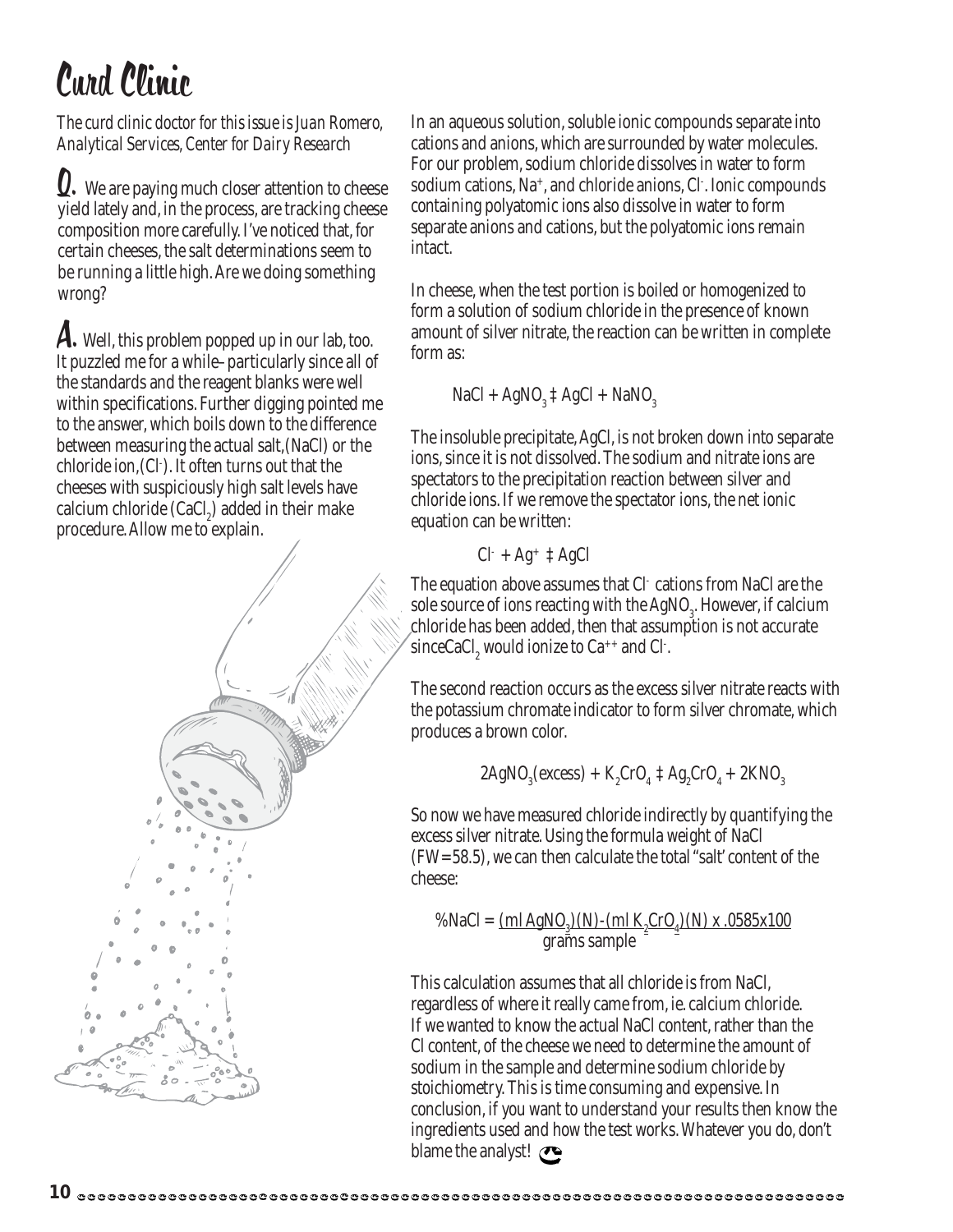# Curd Clinic

*The curd clinic doctor for this issue is Juan Romero, Analytical Services, Center for Dairy Research*

**Q.** We are paying much closer attention to cheese yield lately and, in the process, are tracking cheese composition more carefully. I've noticed that, for certain cheeses, the salt determinations seem to be running a little high. Are we doing something wrong?

**A.** Well, this problem popped up in our lab, too. It puzzled me for a while–particularly since all of the standards and the reagent blanks were well within specifications. Further digging pointed me to the answer, which boils down to the difference between measuring the actual salt,(NaCl) or the chloride ion,($Cl^-$). It often turns out that the cheeses with suspiciously high salt levels have calcium chloride ($CaCl_2$) added in their make procedure. Allow me to explain.

In an aqueous solution, soluble ionic compounds separate into cations and anions, which are surrounded by water molecules. For our problem, sodium chloride dissolves in water to form sodium cations, $Na^+$, and chloride anions, $Cl^-$. Ionic compounds containing polyatomic ions also dissolve in water to form separate anions and cations, but the polyatomic ions remain intact.

In cheese, when the test portion is boiled or homogenized to form a solution of sodium chloride in the presence of known amount of silver nitrate, the reaction can be written in complete form as:

$$NaCl + AgNO_3 \rightarrow AgCl + NaNO_3$$

The insoluble precipitate, AgCl, is not broken down into separate ions, since it is not dissolved. The sodium and nitrate ions are spectators to the precipitation reaction between silver and chloride ions. If we remove the spectator ions, the net ionic equation can be written:

$$Cl^- + Ag^+ \rightarrow AgCl$$

The equation above assumes that $Cl^-$ cations from NaCl are the sole source of ions reacting with the $AgNO_3$. However, if calcium chloride has been added, then that assumption is not accurate since$CaCl_2$ would ionize to $Ca^{++}$ and $Cl^-$.

The second reaction occurs as the excess silver nitrate reacts with the potassium chromate indicator to form silver chromate, which produces a brown color.

$$2AgNO_3(\text{excess}) + K_2CrO_4 \rightarrow Ag_2CrO_4 + 2KNO_3$$

So now we have measured chloride indirectly by quantifying the excess silver nitrate. Using the formula weight of NaCl (FW=58.5), we can then calculate the total "salt' content of the cheese:

$$\%NaCl = \frac{(\text{ml } AgNO_3)(N)-(\text{ml } K_2CrO_4)(N) \times .0585 \times 100}{\text{grams sample}}$$

This calculation assumes that all chloride is from NaCl, regardless of where it really came from, ie. calcium chloride. If we wanted to know the actual NaCl content, rather than the Cl content, of the cheese we need to determine the amount of sodium in the sample and determine sodium chloride by stoichiometry. This is time consuming and expensive. In conclusion, if you want to understand your results then know the ingredients used and how the test works. Whatever you do, don't blame the analyst!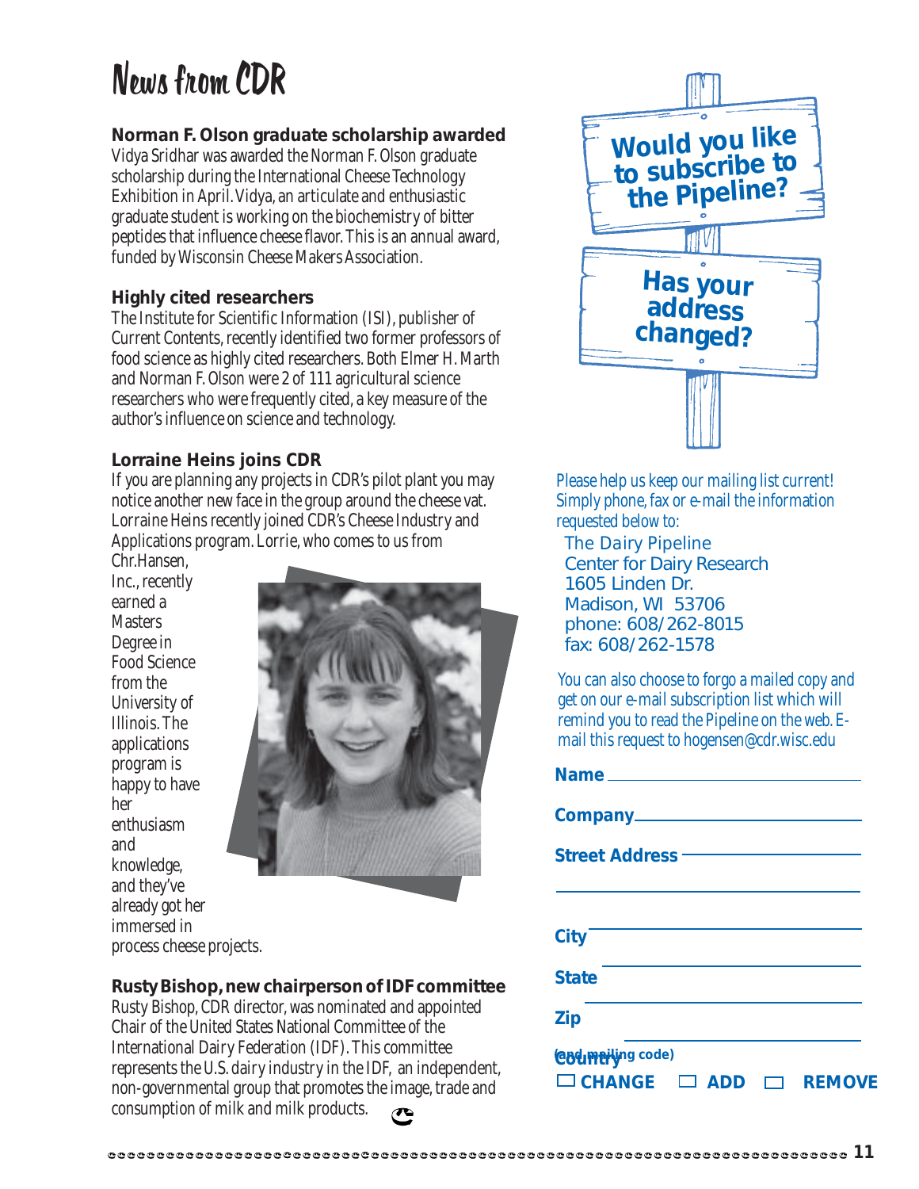# News from CDR

### Norman F. Olson graduate scholarship awarded

Vidya Sridhar was awarded the Norman F. Olson graduate scholarship during the International Cheese Technology Exhibition in April. Vidya, an articulate and enthusiastic graduate student is working on the biochemistry of bitter peptides that influence cheese flavor. This is an annual award, funded by Wisconsin Cheese Makers Association.

### Highly cited researchers

The Institute for Scientific Information (ISI), publisher of Current Contents, recently identified two former professors of food science as highly cited researchers. Both Elmer H. Marth and Norman F. Olson were 2 of 111 agricultural science researchers who were frequently cited, a key measure of the author's influence on science and technology.

### Lorraine Heins joins CDR

If you are planning any projects in CDR's pilot plant you may notice another new face in the group around the cheese vat. Lorraine Heins recently joined CDR's Cheese Industry and Applications program. Lorrie, who comes to us from Chr.Hansen, Inc., recently earned a Masters Degree in Food Science from the University of Illinois. The applications program is happy to have her enthusiasm and knowledge, and they've already got her immersed in process cheese projects.

### Rusty Bishop, new chairperson of IDF committee

Rusty Bishop, CDR director, was nominated and appointed Chair of the United States National Committee of the International Dairy Federation (IDF). This committee represents the U.S. dairy industry in the IDF, an independent, non-governmental group that promotes the image, trade and consumption of milk and milk products.

---

**Would you like to subscribe to the Pipeline?**

**Has your address changed?**

Please help us keep our mailing list current! Simply phone, fax or e-mail the information requested below to:

The Dairy Pipeline
Center for Dairy Research
1605 Linden Dr.
Madison, WI 53706
phone: 608/262-8015
fax: 608/262-1578

You can also choose to forgo a mailed copy and get on our e-mail subscription list which will remind you to read the Pipeline on the web. E-mail this request to hogensen@cdr.wisc.edu

**Name** ____________________

**Company** ____________________

**Street Address** ____________________

____________________

**City** ____________________

**State** ____________________

**Zip** ____________________

**Country** (and mailing code)

☐ **CHANGE** ☐ **ADD** ☐ **REMOVE**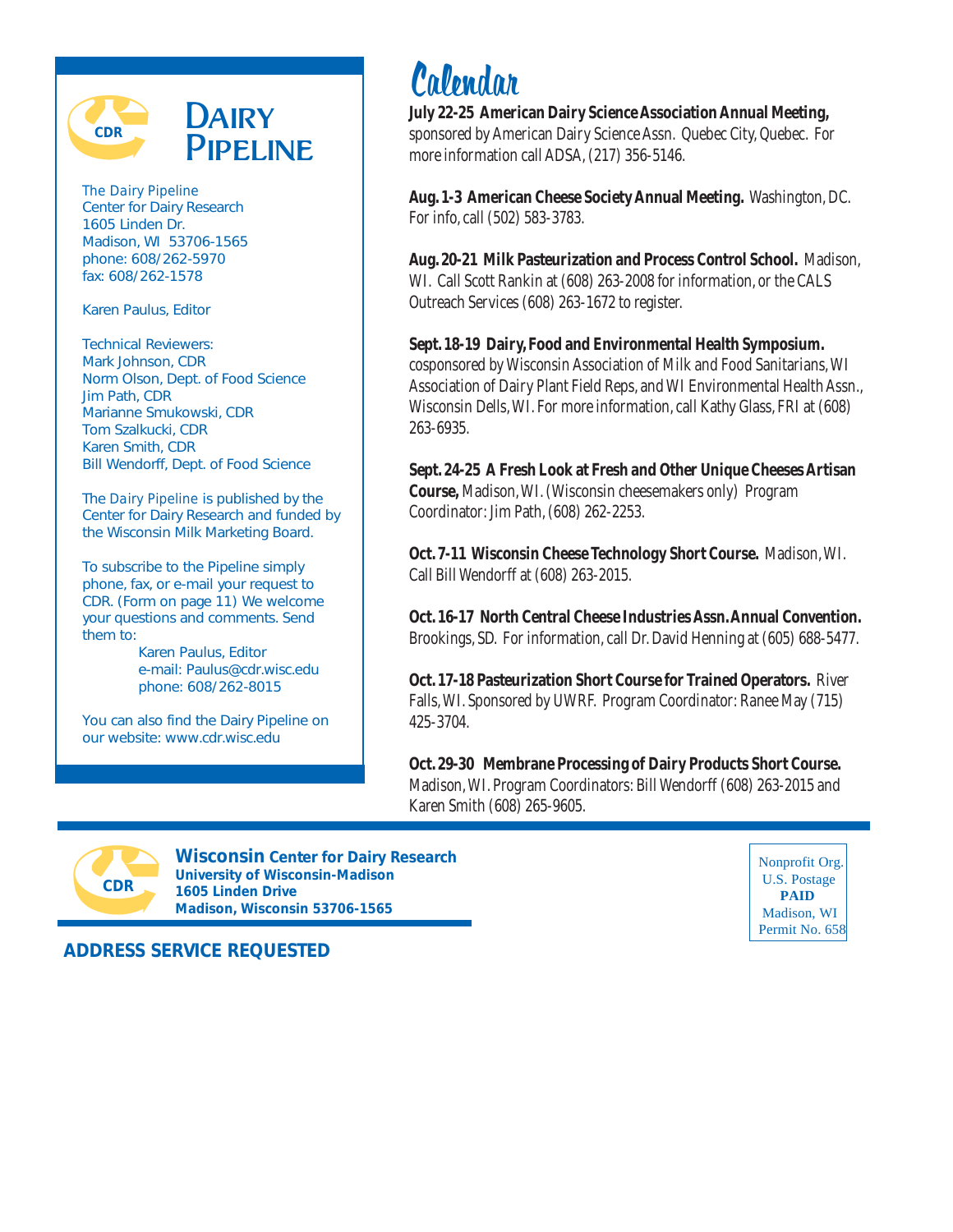# DAIRY PIPELINE

The *Dairy Pipeline*
Center for Dairy Research
1605 Linden Dr.
Madison, WI 53706-1565
phone: 608/262-5970
fax: 608/262-1578

Karen Paulus, Editor

Technical Reviewers:
Mark Johnson, CDR
Norm Olson, Dept. of Food Science
Jim Path, CDR
Marianne Smukowski, CDR
Tom Szalkucki, CDR
Karen Smith, CDR
Bill Wendorff, Dept. of Food Science

The *Dairy Pipeline* is published by the Center for Dairy Research and funded by the Wisconsin Milk Marketing Board.

To subscribe to the Pipeline simply phone, fax, or e-mail your request to CDR. (Form on page 11) We welcome your questions and comments. Send them to:

Karen Paulus, Editor
e-mail: Paulus@cdr.wisc.edu
phone: 608/262-8015

You can also find the Dairy Pipeline on our website: www.cdr.wisc.edu

# Calendar

**July 22-25 American Dairy Science Association Annual Meeting,** sponsored by American Dairy Science Assn. Quebec City, Quebec. For more information call ADSA, (217) 356-5146.

**Aug. 1-3 American Cheese Society Annual Meeting.** Washington, DC. For info, call (502) 583-3783.

**Aug. 20-21 Milk Pasteurization and Process Control School.** Madison, WI. Call Scott Rankin at (608) 263-2008 for information, or the CALS Outreach Services (608) 263-1672 to register.

**Sept. 18-19 Dairy, Food and Environmental Health Symposium.** cosponsored by Wisconsin Association of Milk and Food Sanitarians, WI Association of Dairy Plant Field Reps, and WI Environmental Health Assn., Wisconsin Dells, WI. For more information, call Kathy Glass, FRI at (608) 263-6935.

**Sept. 24-25 A Fresh Look at Fresh and Other Unique Cheeses Artisan Course,** Madison, WI. (Wisconsin cheesemakers only) Program Coordinator: Jim Path, (608) 262-2253.

**Oct. 7-11 Wisconsin Cheese Technology Short Course.** Madison, WI. Call Bill Wendorff at (608) 263-2015.

**Oct. 16-17 North Central Cheese Industries Assn. Annual Convention.** Brookings, SD. For information, call Dr. David Henning at (605) 688-5477.

**Oct. 17-18 Pasteurization Short Course for Trained Operators.** River Falls, WI. Sponsored by UWRF. Program Coordinator: Ranee May (715) 425-3704.

**Oct. 29-30 Membrane Processing of Dairy Products Short Course.** Madison, WI. Program Coordinators: Bill Wendorff (608) 263-2015 and Karen Smith (608) 265-9605.

**Wisconsin Center for Dairy Research**
**University of Wisconsin-Madison**
**1605 Linden Drive**
**Madison, Wisconsin 53706-1565**

**ADDRESS SERVICE REQUESTED**

Nonprofit Org.
U.S. Postage
**PAID**
Madison, WI
Permit No. 658